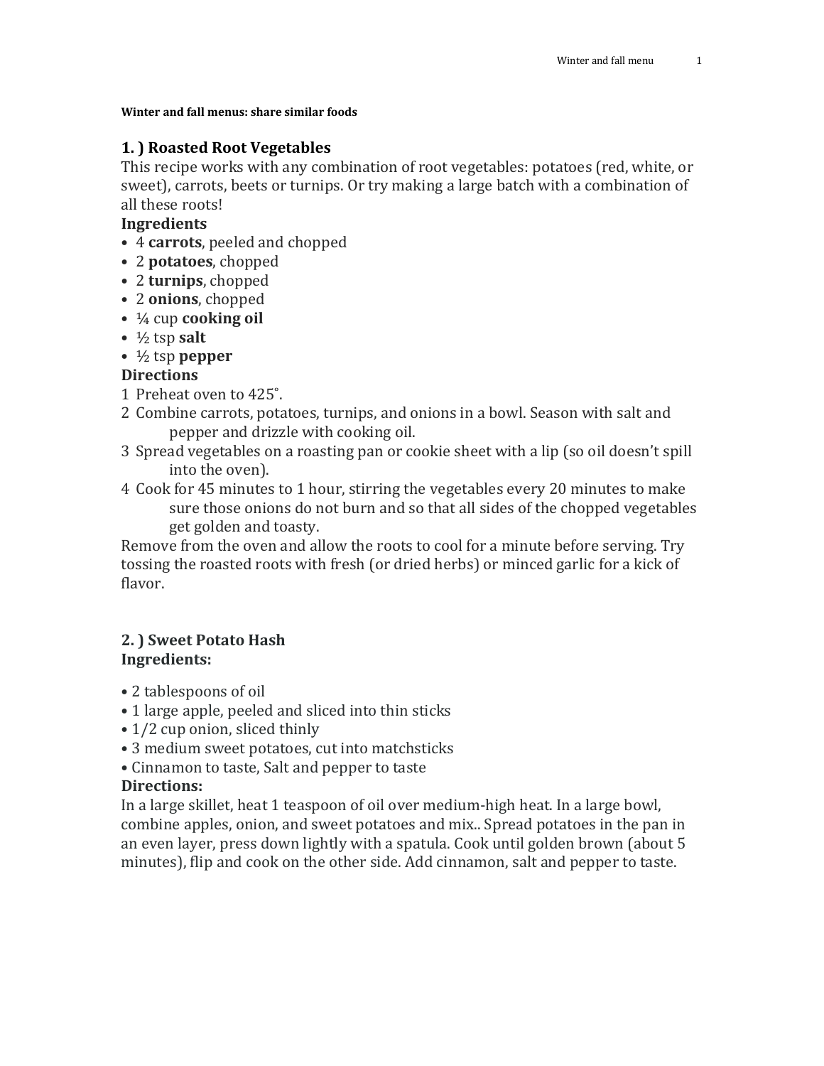**Winter and fall menus: share similar foods**

## 1. ) Roasted Root Vegetables

This recipe works with any combination of root vegetables: potatoes (red, white, or sweet), carrots, beets or turnips. Or try making a large batch with a combination of all these roots!

**Ingredients**

- 4 **carrots**, peeled and chopped
- 2 **potatoes**, chopped
- 2 **turnips**, chopped
- 2 **onions**, chopped
- ¼ cup **cooking oil**
- ½ tsp **salt**
- ½ tsp **pepper**

**Directions**

1. Preheat oven to 425˚.
2. Combine carrots, potatoes, turnips, and onions in a bowl. Season with salt and pepper and drizzle with cooking oil.
3. Spread vegetables on a roasting pan or cookie sheet with a lip (so oil doesn't spill into the oven).
4. Cook for 45 minutes to 1 hour, stirring the vegetables every 20 minutes to make sure those onions do not burn and so that all sides of the chopped vegetables get golden and toasty.

Remove from the oven and allow the roots to cool for a minute before serving. Try tossing the roasted roots with fresh (or dried herbs) or minced garlic for a kick of flavor.

## 2. ) Sweet Potato Hash

**Ingredients:**

- 2 tablespoons of oil
- 1 large apple, peeled and sliced into thin sticks
- 1/2 cup onion, sliced thinly
- 3 medium sweet potatoes, cut into matchsticks
- Cinnamon to taste, Salt and pepper to taste

**Directions:**

In a large skillet, heat 1 teaspoon of oil over medium-high heat. In a large bowl, combine apples, onion, and sweet potatoes and mix.. Spread potatoes in the pan in an even layer, press down lightly with a spatula. Cook until golden brown (about 5 minutes), flip and cook on the other side. Add cinnamon, salt and pepper to taste.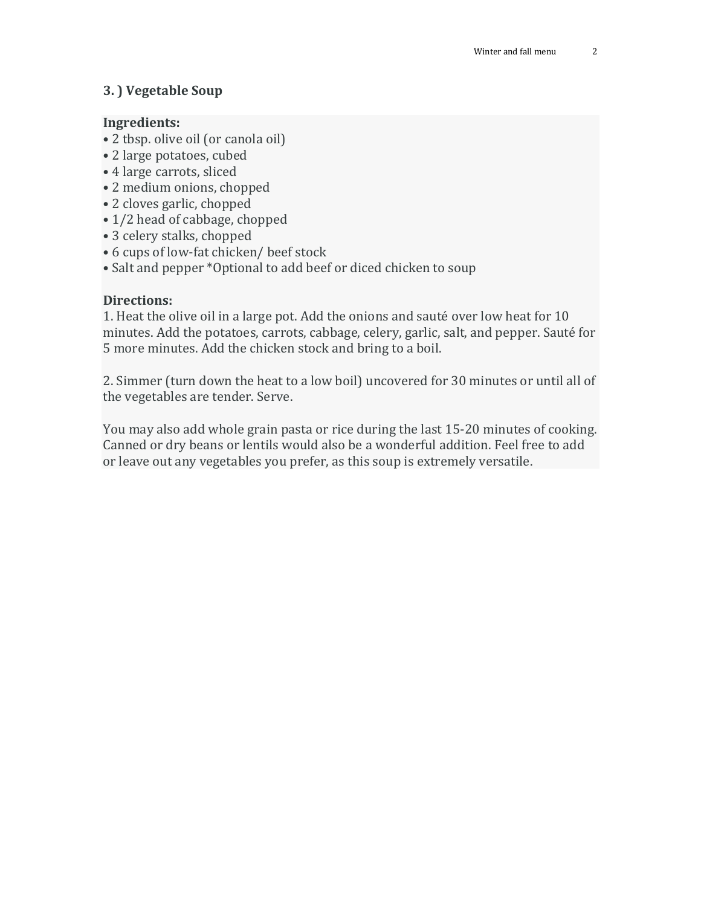### 3. ) Vegetable Soup

**Ingredients:**

- 2 tbsp. olive oil (or canola oil)
- 2 large potatoes, cubed
- 4 large carrots, sliced
- 2 medium onions, chopped
- 2 cloves garlic, chopped
- 1/2 head of cabbage, chopped
- 3 celery stalks, chopped
- 6 cups of low-fat chicken/ beef stock
- Salt and pepper *Optional to add beef or diced chicken to soup

**Directions:**

1. Heat the olive oil in a large pot. Add the onions and sauté over low heat for 10 minutes. Add the potatoes, carrots, cabbage, celery, garlic, salt, and pepper. Sauté for 5 more minutes. Add the chicken stock and bring to a boil.

2. Simmer (turn down the heat to a low boil) uncovered for 30 minutes or until all of the vegetables are tender. Serve.

You may also add whole grain pasta or rice during the last 15-20 minutes of cooking. Canned or dry beans or lentils would also be a wonderful addition. Feel free to add or leave out any vegetables you prefer, as this soup is extremely versatile.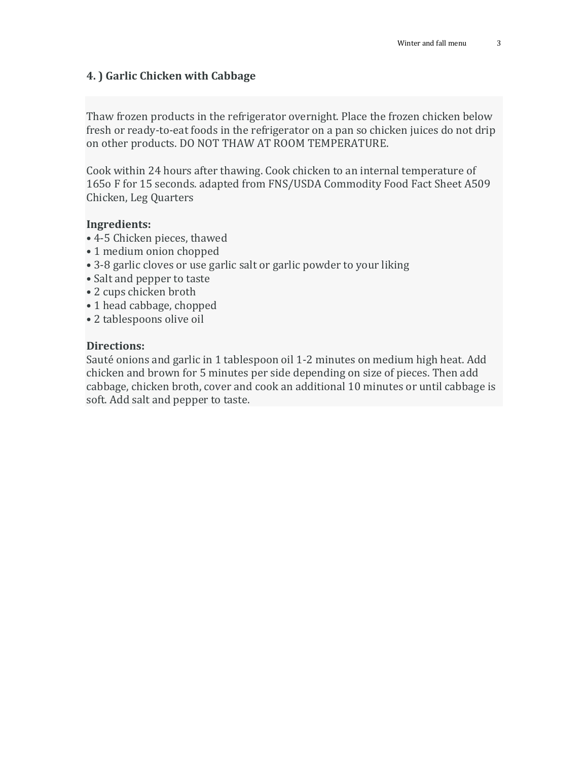## 4. ) Garlic Chicken with Cabbage

Thaw frozen products in the refrigerator overnight. Place the frozen chicken below fresh or ready-to-eat foods in the refrigerator on a pan so chicken juices do not drip on other products. DO NOT THAW AT ROOM TEMPERATURE.

Cook within 24 hours after thawing. Cook chicken to an internal temperature of 165o F for 15 seconds. adapted from FNS/USDA Commodity Food Fact Sheet A509 Chicken, Leg Quarters

**Ingredients:**

- 4-5 Chicken pieces, thawed
- 1 medium onion chopped
- 3-8 garlic cloves or use garlic salt or garlic powder to your liking
- Salt and pepper to taste
- 2 cups chicken broth
- 1 head cabbage, chopped
- 2 tablespoons olive oil

**Directions:**

Sauté onions and garlic in 1 tablespoon oil 1-2 minutes on medium high heat. Add chicken and brown for 5 minutes per side depending on size of pieces. Then add cabbage, chicken broth, cover and cook an additional 10 minutes or until cabbage is soft. Add salt and pepper to taste.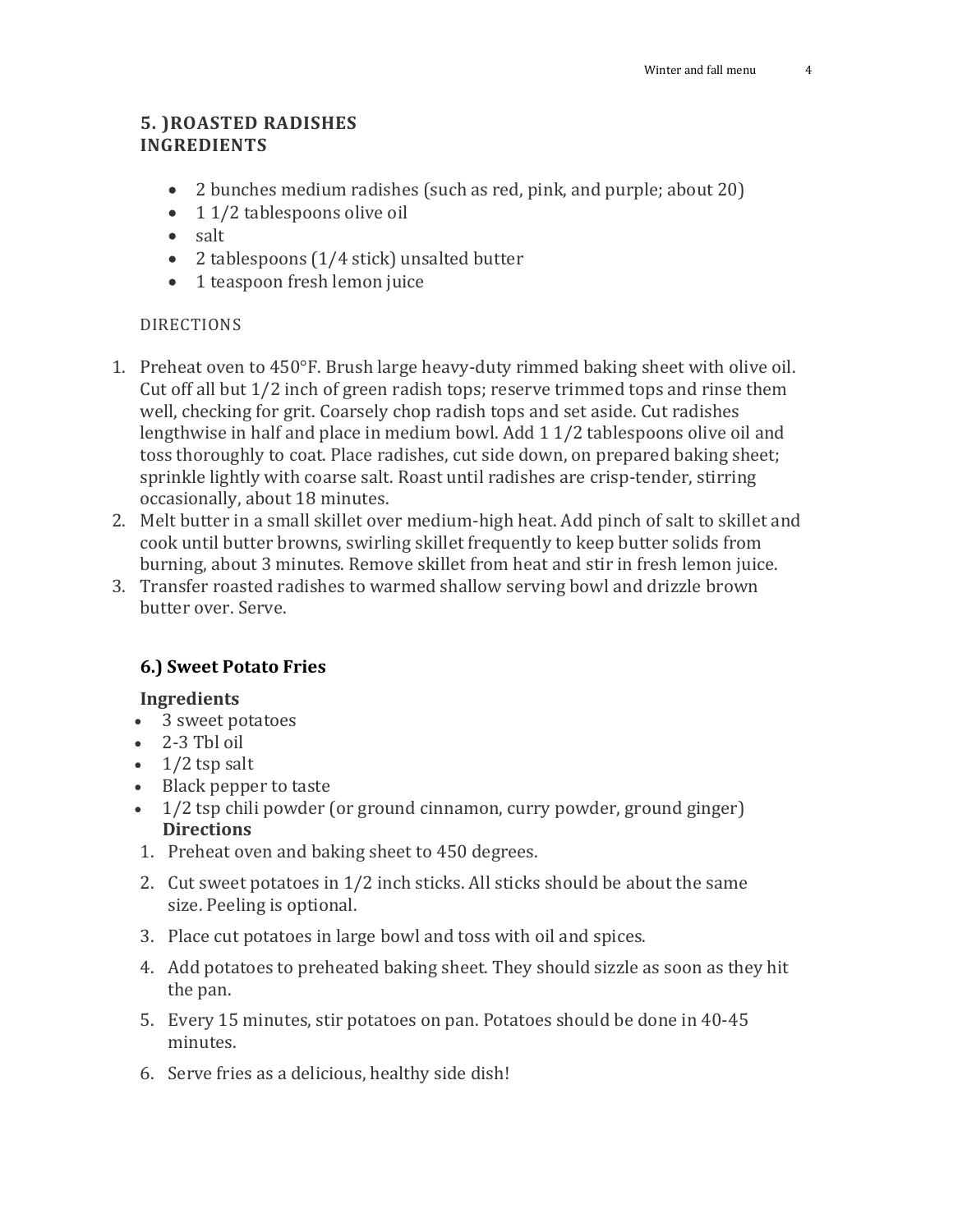### 5. )ROASTED RADISHES
### INGREDIENTS

- 2 bunches medium radishes (such as red, pink, and purple; about 20)
- 1 1/2 tablespoons olive oil
- salt
- 2 tablespoons (1/4 stick) unsalted butter
- 1 teaspoon fresh lemon juice

DIRECTIONS

1. Preheat oven to 450°F. Brush large heavy-duty rimmed baking sheet with olive oil. Cut off all but 1/2 inch of green radish tops; reserve trimmed tops and rinse them well, checking for grit. Coarsely chop radish tops and set aside. Cut radishes lengthwise in half and place in medium bowl. Add 1 1/2 tablespoons olive oil and toss thoroughly to coat. Place radishes, cut side down, on prepared baking sheet; sprinkle lightly with coarse salt. Roast until radishes are crisp-tender, stirring occasionally, about 18 minutes.
2. Melt butter in a small skillet over medium-high heat. Add pinch of salt to skillet and cook until butter browns, swirling skillet frequently to keep butter solids from burning, about 3 minutes. Remove skillet from heat and stir in fresh lemon juice.
3. Transfer roasted radishes to warmed shallow serving bowl and drizzle brown butter over. Serve.

### 6.) Sweet Potato Fries

**Ingredients**

- 3 sweet potatoes
- 2-3 Tbl oil
- 1/2 tsp salt
- Black pepper to taste
- 1/2 tsp chili powder (or ground cinnamon, curry powder, ground ginger)

**Directions**

1. Preheat oven and baking sheet to 450 degrees.
2. Cut sweet potatoes in 1/2 inch sticks. All sticks should be about the same size. Peeling is optional.
3. Place cut potatoes in large bowl and toss with oil and spices.
4. Add potatoes to preheated baking sheet. They should sizzle as soon as they hit the pan.
5. Every 15 minutes, stir potatoes on pan. Potatoes should be done in 40-45 minutes.
6. Serve fries as a delicious, healthy side dish!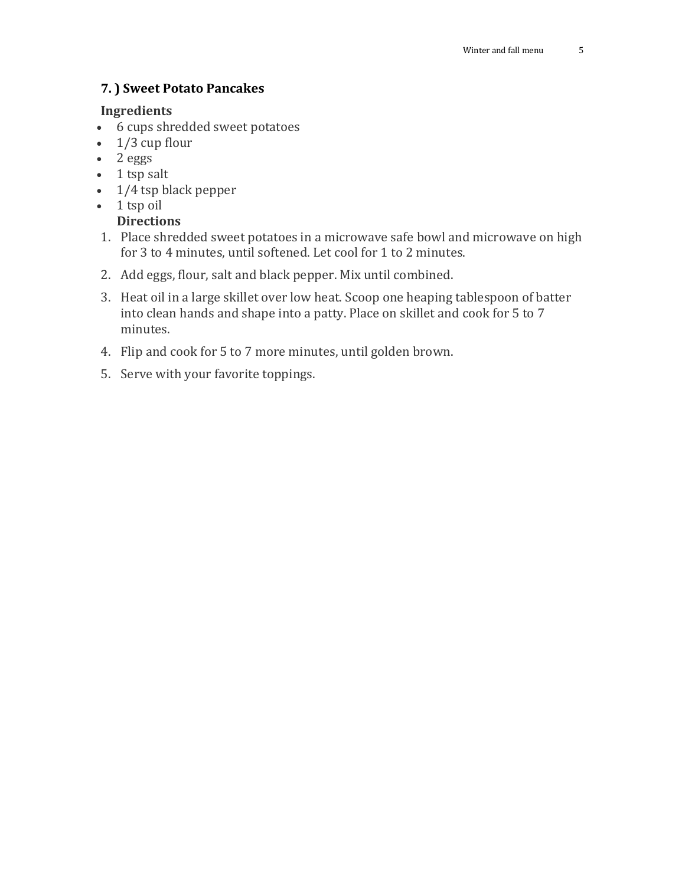### 7. ) Sweet Potato Pancakes

**Ingredients**

- 6 cups shredded sweet potatoes
- 1/3 cup flour
- 2 eggs
- 1 tsp salt
- 1/4 tsp black pepper
- 1 tsp oil

**Directions**

1. Place shredded sweet potatoes in a microwave safe bowl and microwave on high for 3 to 4 minutes, until softened. Let cool for 1 to 2 minutes.
2. Add eggs, flour, salt and black pepper. Mix until combined.
3. Heat oil in a large skillet over low heat. Scoop one heaping tablespoon of batter into clean hands and shape into a patty. Place on skillet and cook for 5 to 7 minutes.
4. Flip and cook for 5 to 7 more minutes, until golden brown.
5. Serve with your favorite toppings.